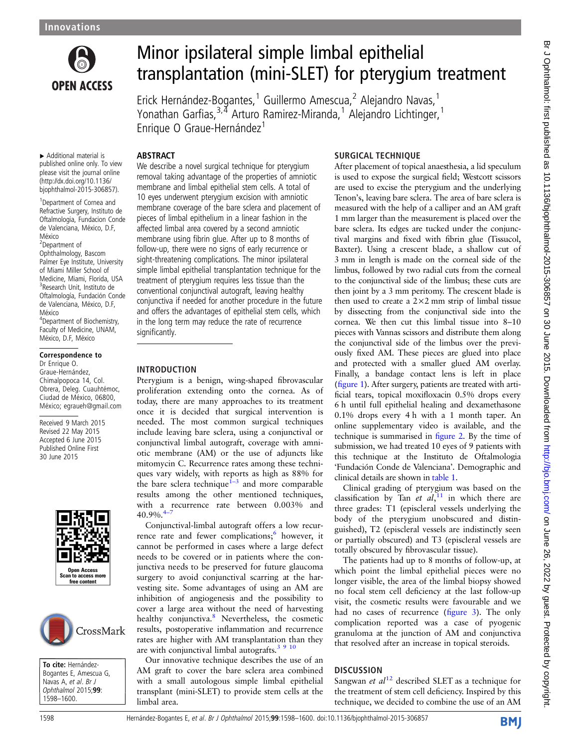Innovations

# Minor ipsilateral simple limbal epithelial transplantation (mini-SLET) for pterygium treatment

Erick Hernández-Bogantes,[1] Guillermo Amescua,[2] Alejandro Navas,[1] Yonathan Garfias,[3,4] Arturo Ramirez-Miranda,[1] Alejandro Lichtinger,[1] Enrique O Graue-Hernández[1]

▸ Additional material is published online only. To view please visit the journal online (http://dx.doi.org/10.1136/bjophthalmol-2015-306857).

[1]Department of Cornea and Refractive Surgery, Instituto de Oftalmologia, Fundacion Conde de Valenciana, México, D.F, México
[2]Department of Ophthalmology, Bascom Palmer Eye Institute, University of Miami Miller School of Medicine, Miami, Florida, USA
[3]Research Unit, Instituto de Oftalmologia, Fundación Conde de Valenciana, México, D.F, México
[4]Department of Biochemistry, Faculty of Medicine, UNAM, México, D.F, México

**Correspondence to**
Dr Enrique O. Graue-Hernández, Chimalpopoca 14, Col. Obrera, Deleg. Cuauhtémoc, Ciudad de México, 06800, México; egraueh@gmail.com

Received 9 March 2015
Revised 22 May 2015
Accepted 6 June 2015
Published Online First 30 June 2015

**To cite:** Hernández-Bogantes E, Amescua G, Navas A, *et al*. *Br J Ophthalmol* 2015;**99**:1598–1600.

## ABSTRACT

We describe a novel surgical technique for pterygium removal taking advantage of the properties of amniotic membrane and limbal epithelial stem cells. A total of 10 eyes underwent pterygium excision with amniotic membrane coverage of the bare sclera and placement of pieces of limbal epithelium in a linear fashion in the affected limbal area covered by a second amniotic membrane using fibrin glue. After up to 8 months of follow-up, there were no signs of early recurrence or sight-threatening complications. The minor ipsilateral simple limbal epithelial transplantation technique for the treatment of pterygium requires less tissue than the conventional conjunctival autograft, leaving healthy conjunctiva if needed for another procedure in the future and offers the advantages of epithelial stem cells, which in the long term may reduce the rate of recurrence significantly.

## INTRODUCTION

Pterygium is a benign, wing-shaped fibrovascular proliferation extending onto the cornea. As of today, there are many approaches to its treatment once it is decided that surgical intervention is needed. The most common surgical techniques include leaving bare sclera, using a conjunctival or conjunctival limbal autograft, coverage with amniotic membrane (AM) or the use of adjuncts like mitomycin C. Recurrence rates among these techniques vary widely, with reports as high as 88% for the bare sclera technique[1–3] and more comparable results among the other mentioned techniques, with a recurrence rate between 0.003% and 40.9%.[4–7]

Conjunctival-limbal autograft offers a low recurrence rate and fewer complications;[6] however, it cannot be performed in cases where a large defect needs to be covered or in patients where the conjunctiva needs to be preserved for future glaucoma surgery to avoid conjunctival scarring at the harvesting site. Some advantages of using an AM are inhibition of angiogenesis and the possibility to cover a large area without the need of harvesting healthy conjunctiva.[8] Nevertheless, the cosmetic results, postoperative inflammation and recurrence rates are higher with AM transplantation than they are with conjunctival limbal autografts.[3 9 10]

Our innovative technique describes the use of an AM graft to cover the bare sclera area combined with a small autologous simple limbal epithelial transplant (mini-SLET) to provide stem cells at the limbal area.

## SURGICAL TECHNIQUE

After placement of topical anaesthesia, a lid speculum is used to expose the surgical field; Westcott scissors are used to excise the pterygium and the underlying Tenon's, leaving bare sclera. The area of bare sclera is measured with the help of a calliper and an AM graft 1 mm larger than the measurement is placed over the bare sclera. Its edges are tucked under the conjunctival margins and fixed with fibrin glue (Tissucol, Baxter). Using a crescent blade, a shallow cut of 3 mm in length is made on the corneal side of the limbus, followed by two radial cuts from the corneal to the conjunctival side of the limbus; these cuts are then joint by a 3 mm peritomy. The crescent blade is then used to create a 2×2 mm strip of limbal tissue by dissecting from the conjunctival side into the cornea. We then cut this limbal tissue into 8–10 pieces with Vannas scissors and distribute them along the conjunctival side of the limbus over the previously fixed AM. These pieces are glued into place and protected with a smaller glued AM overlay. Finally, a bandage contact lens is left in place (figure 1). After surgery, patients are treated with artificial tears, topical moxifloxacin 0.5% drops every 6 h until full epithelial healing and dexamethasone 0.1% drops every 4 h with a 1 month taper. An online supplementary video is available, and the technique is summarised in figure 2. By the time of submission, we had treated 10 eyes of 9 patients with this technique at the Instituto de Oftalmologia 'Fundación Conde de Valenciana'. Demographic and clinical details are shown in table 1.

Clinical grading of pterygium was based on the classification by Tan *et al*,[11] in which there are three grades: T1 (episcleral vessels underlying the body of the pterygium unobscured and distinguished), T2 (episcleral vessels are indistinctly seen or partially obscured) and T3 (episcleral vessels are totally obscured by fibrovascular tissue).

The patients had up to 8 months of follow-up, at which point the limbal epithelial pieces were no longer visible, the area of the limbal biopsy showed no focal stem cell deficiency at the last follow-up visit, the cosmetic results were favourable and we had no cases of recurrence (figure 3). The only complication reported was a case of pyogenic granuloma at the junction of AM and conjunctiva that resolved after an increase in topical steroids.

## DISCUSSION

Sangwan *et al*[12] described SLET as a technique for the treatment of stem cell deficiency. Inspired by this technique, we decided to combine the use of an AM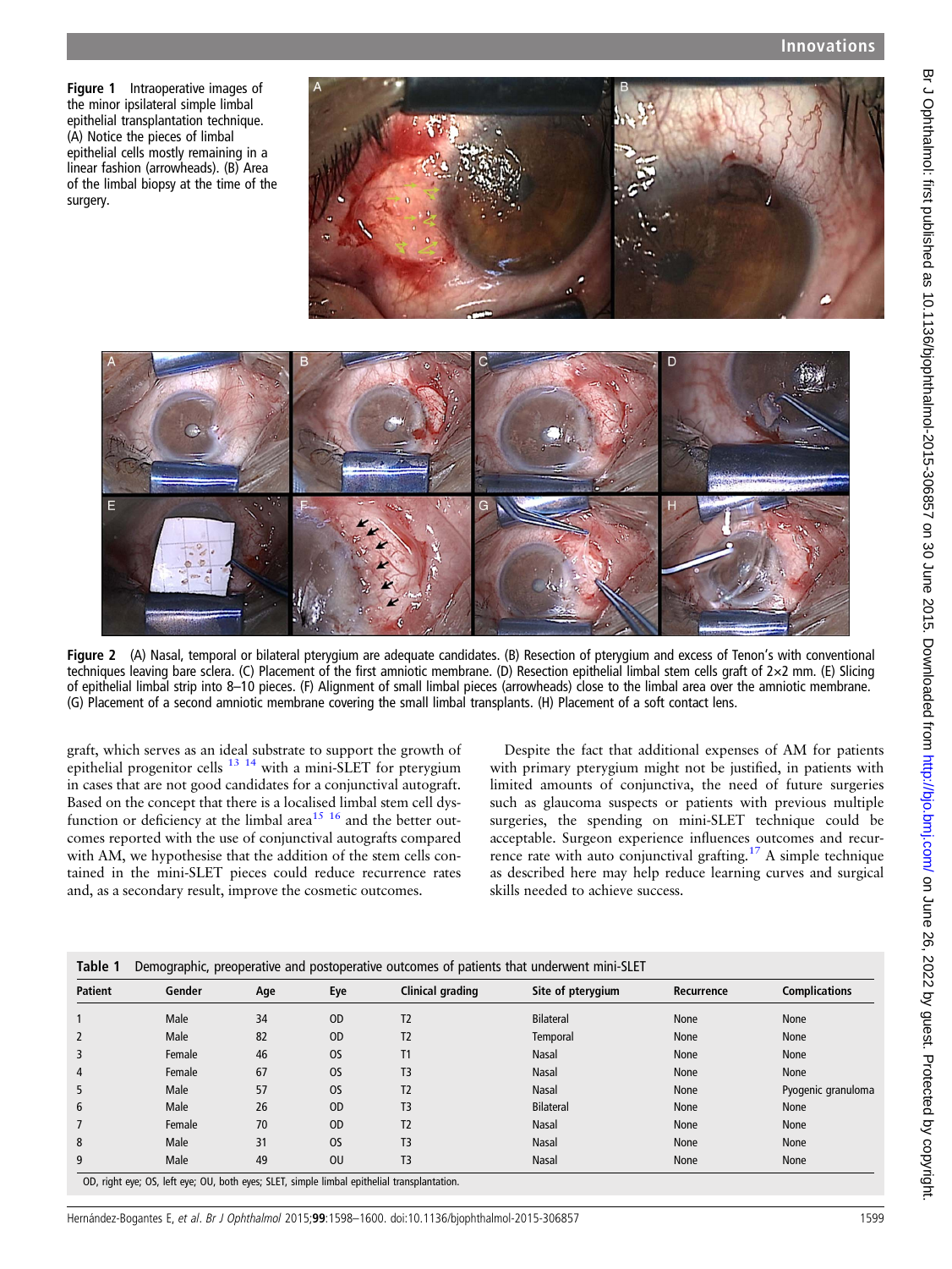**Figure 1** Intraoperative images of the minor ipsilateral simple limbal epithelial transplantation technique. (A) Notice the pieces of limbal epithelial cells mostly remaining in a linear fashion (arrowheads). (B) Area of the limbal biopsy at the time of the surgery.

**Figure 2** (A) Nasal, temporal or bilateral pterygium are adequate candidates. (B) Resection of pterygium and excess of Tenon's with conventional techniques leaving bare sclera. (C) Placement of the first amniotic membrane. (D) Resection epithelial limbal stem cells graft of 2×2 mm. (E) Slicing of epithelial limbal strip into 8–10 pieces. (F) Alignment of small limbal pieces (arrowheads) close to the limbal area over the amniotic membrane. (G) Placement of a second amniotic membrane covering the small limbal transplants. (H) Placement of a soft contact lens.

graft, which serves as an ideal substrate to support the growth of epithelial progenitor cells [13 14] with a mini-SLET for pterygium in cases that are not good candidates for a conjunctival autograft. Based on the concept that there is a localised limbal stem cell dysfunction or deficiency at the limbal area[15 16] and the better outcomes reported with the use of conjunctival autografts compared with AM, we hypothesise that the addition of the stem cells contained in the mini-SLET pieces could reduce recurrence rates and, as a secondary result, improve the cosmetic outcomes.

Despite the fact that additional expenses of AM for patients with primary pterygium might not be justified, in patients with limited amounts of conjunctiva, the need of future surgeries such as glaucoma suspects or patients with previous multiple surgeries, the spending on mini-SLET technique could be acceptable. Surgeon experience influences outcomes and recurrence rate with auto conjunctival grafting.[17] A simple technique as described here may help reduce learning curves and surgical skills needed to achieve success.

**Table 1** Demographic, preoperative and postoperative outcomes of patients that underwent mini-SLET

| Patient | Gender | Age | Eye | Clinical grading | Site of pterygium | Recurrence | Complications |
|---|---|---|---|---|---|---|---|
| 1 | Male | 34 | OD | T2 | Bilateral | None | None |
| 2 | Male | 82 | OD | T2 | Temporal | None | None |
| 3 | Female | 46 | OS | T1 | Nasal | None | None |
| 4 | Female | 67 | OS | T3 | Nasal | None | None |
| 5 | Male | 57 | OS | T2 | Nasal | None | Pyogenic granuloma |
| 6 | Male | 26 | OD | T3 | Bilateral | None | None |
| 7 | Female | 70 | OD | T2 | Nasal | None | None |
| 8 | Male | 31 | OS | T3 | Nasal | None | None |
| 9 | Male | 49 | OU | T3 | Nasal | None | None |

OD, right eye; OS, left eye; OU, both eyes; SLET, simple limbal epithelial transplantation.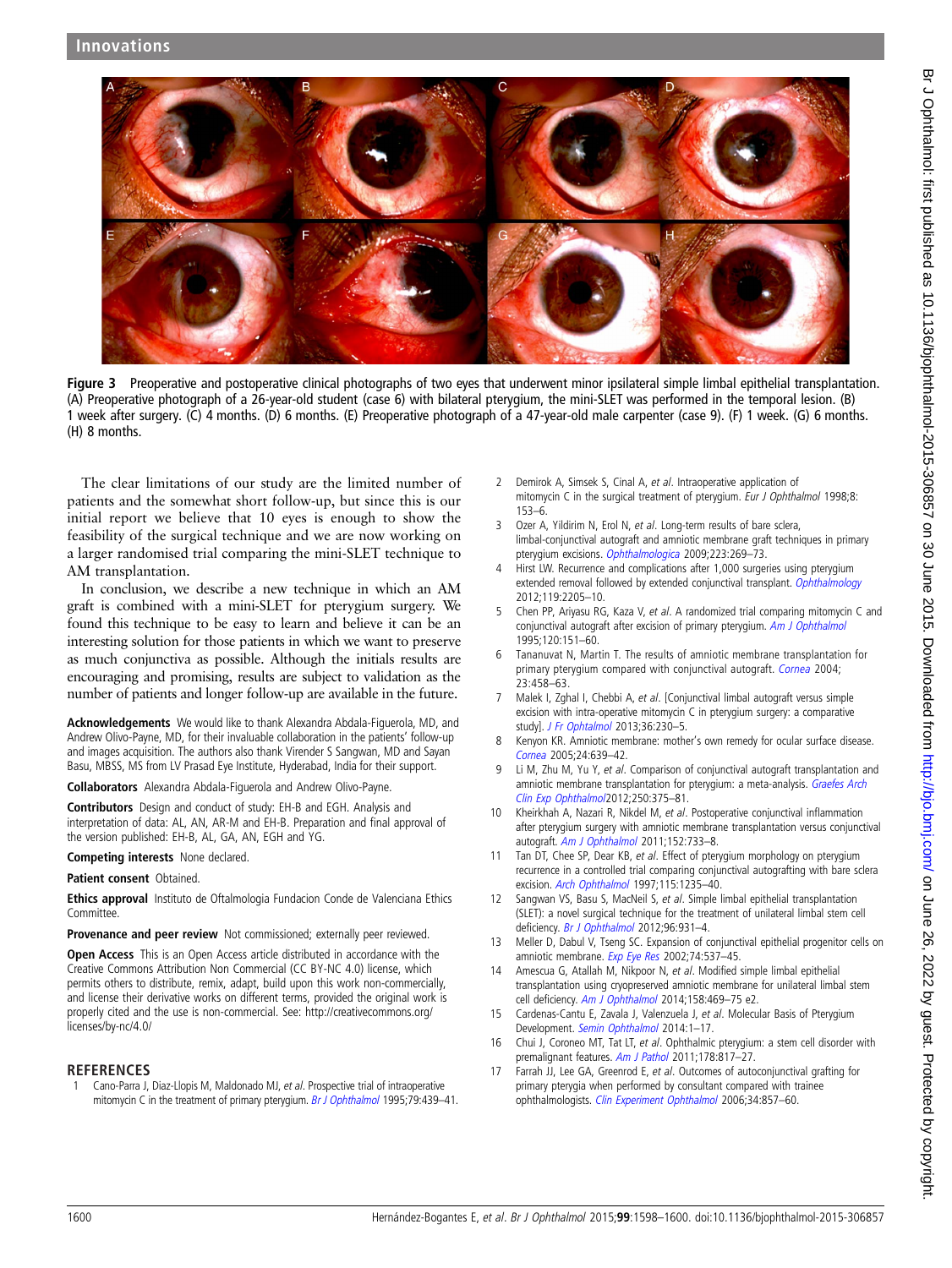Figure 3 Preoperative and postoperative clinical photographs of two eyes that underwent minor ipsilateral simple limbal epithelial transplantation. (A) Preoperative photograph of a 26-year-old student (case 6) with bilateral pterygium, the mini-SLET was performed in the temporal lesion. (B) 1 week after surgery. (C) 4 months. (D) 6 months. (E) Preoperative photograph of a 47-year-old male carpenter (case 9). (F) 1 week. (G) 6 months. (H) 8 months.

The clear limitations of our study are the limited number of patients and the somewhat short follow-up, but since this is our initial report we believe that 10 eyes is enough to show the feasibility of the surgical technique and we are now working on a larger randomised trial comparing the mini-SLET technique to AM transplantation.

In conclusion, we describe a new technique in which an AM graft is combined with a mini-SLET for pterygium surgery. We found this technique to be easy to learn and believe it can be an interesting solution for those patients in which we want to preserve as much conjunctiva as possible. Although the initials results are encouraging and promising, results are subject to validation as the number of patients and longer follow-up are available in the future.

**Acknowledgements** We would like to thank Alexandra Abdala-Figuerola, MD, and Andrew Olivo-Payne, MD, for their invaluable collaboration in the patients' follow-up and images acquisition. The authors also thank Virender S Sangwan, MD and Sayan Basu, MBSS, MS from LV Prasad Eye Institute, Hyderabad, India for their support.

**Collaborators** Alexandra Abdala-Figuerola and Andrew Olivo-Payne.

**Contributors** Design and conduct of study: EH-B and EGH. Analysis and interpretation of data: AL, AN, AR-M and EH-B. Preparation and final approval of the version published: EH-B, AL, GA, AN, EGH and YG.

**Competing interests** None declared.

**Patient consent** Obtained.

**Ethics approval** Instituto de Oftalmologia Fundacion Conde de Valenciana Ethics Committee.

**Provenance and peer review** Not commissioned; externally peer reviewed.

**Open Access** This is an Open Access article distributed in accordance with the Creative Commons Attribution Non Commercial (CC BY-NC 4.0) license, which permits others to distribute, remix, adapt, build upon this work non-commercially, and license their derivative works on different terms, provided the original work is properly cited and the use is non-commercial. See: http://creativecommons.org/licenses/by-nc/4.0/

## REFERENCES

1. Cano-Parra J, Diaz-Llopis M, Maldonado MJ, *et al*. Prospective trial of intraoperative mitomycin C in the treatment of primary pterygium. *Br J Ophthalmol* 1995;79:439–41.
2. Demirok A, Simsek S, Cinal A, *et al*. Intraoperative application of mitomycin C in the surgical treatment of pterygium. *Eur J Ophthalmol* 1998;8:153–6.
3. Ozer A, Yildirim N, Erol N, *et al*. Long-term results of bare sclera, limbal-conjunctival autograft and amniotic membrane graft techniques in primary pterygium excisions. *Ophthalmologica* 2009;223:269–73.
4. Hirst LW. Recurrence and complications after 1,000 surgeries using pterygium extended removal followed by extended conjunctival transplant. *Ophthalmology* 2012;119:2205–10.
5. Chen PP, Ariyasu RG, Kaza V, *et al*. A randomized trial comparing mitomycin C and conjunctival autograft after excision of primary pterygium. *Am J Ophthalmol* 1995;120:151–60.
6. Tananuvat N, Martin T. The results of amniotic membrane transplantation for primary pterygium compared with conjunctival autograft. *Cornea* 2004;23:458–63.
7. Malek I, Zghal I, Chebbi A, *et al*. [Conjunctival limbal autograft versus simple excision with intra-operative mitomycin C in pterygium surgery: a comparative study]. *J Fr Ophtalmol* 2013;36:230–5.
8. Kenyon KR. Amniotic membrane: mother's own remedy for ocular surface disease. *Cornea* 2005;24:639–42.
9. Li M, Zhu M, Yu Y, *et al*. Comparison of conjunctival autograft transplantation and amniotic membrane transplantation for pterygium: a meta-analysis. *Graefes Arch Clin Exp Ophthalmol* 2012;250:375–81.
10. Kheirkhah A, Nazari R, Nikdel M, *et al*. Postoperative conjunctival inflammation after pterygium surgery with amniotic membrane transplantation versus conjunctival autograft. *Am J Ophthalmol* 2011;152:733–8.
11. Tan DT, Chee SP, Dear KB, *et al*. Effect of pterygium morphology on pterygium recurrence in a controlled trial comparing conjunctival autografting with bare sclera excision. *Arch Ophthalmol* 1997;115:1235–40.
12. Sangwan VS, Basu S, MacNeil S, *et al*. Simple limbal epithelial transplantation (SLET): a novel surgical technique for the treatment of unilateral limbal stem cell deficiency. *Br J Ophthalmol* 2012;96:931–4.
13. Meller D, Dabul V, Tseng SC. Expansion of conjunctival epithelial progenitor cells on amniotic membrane. *Exp Eye Res* 2002;74:537–45.
14. Amescua G, Atallah M, Nikpoor N, *et al*. Modified simple limbal epithelial transplantation using cryopreserved amniotic membrane for unilateral limbal stem cell deficiency. *Am J Ophthalmol* 2014;158:469–75 e2.
15. Cardenas-Cantu E, Zavala J, Valenzuela J, *et al*. Molecular Basis of Pterygium Development. *Semin Ophthalmol* 2014:1–17.
16. Chui J, Coroneo MT, Tat LT, *et al*. Ophthalmic pterygium: a stem cell disorder with premalignant features. *Am J Pathol* 2011;178:817–27.
17. Farrah JJ, Lee GA, Greenrod E, *et al*. Outcomes of autoconjunctival grafting for primary pterygia when performed by consultant compared with trainee ophthalmologists. *Clin Experiment Ophthalmol* 2006;34:857–60.